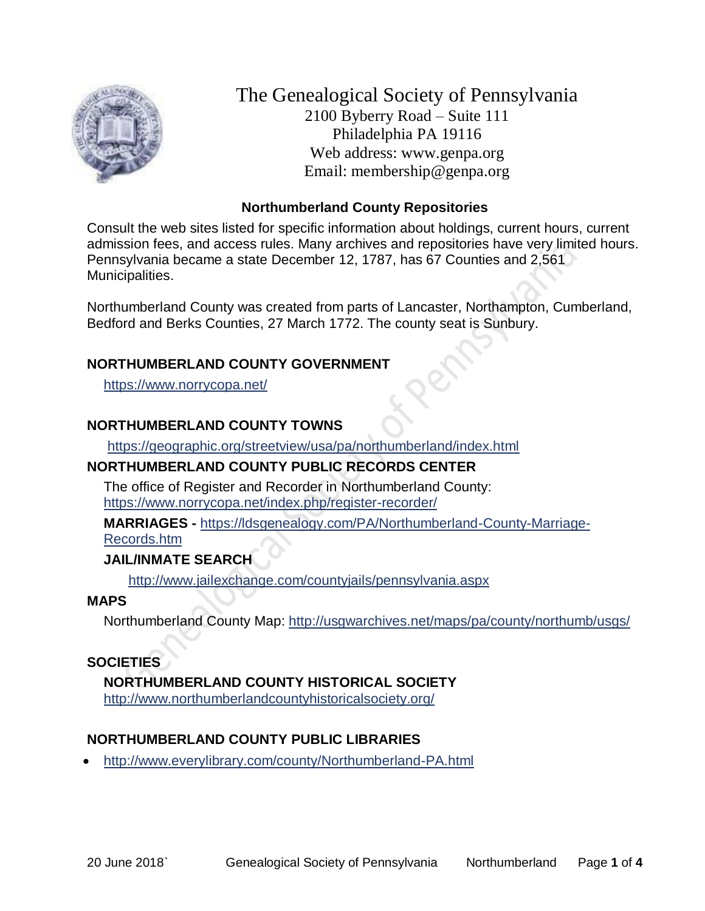# The Genealogical Society of Pennsylvania

2100 Byberry Road – Suite 111
Philadelphia PA 19116
Web address: www.genpa.org
Email: membership@genpa.org

## Northumberland County Repositories

Consult the web sites listed for specific information about holdings, current hours, current admission fees, and access rules. Many archives and repositories have very limited hours. Pennsylvania became a state December 12, 1787, has 67 Counties and 2,561 Municipalities.

Northumberland County was created from parts of Lancaster, Northampton, Cumberland, Bedford and Berks Counties, 27 March 1772. The county seat is Sunbury.

### NORTHUMBERLAND COUNTY GOVERNMENT

https://www.norrycopa.net/

### NORTHUMBERLAND COUNTY TOWNS

https://geographic.org/streetview/usa/pa/northumberland/index.html

### NORTHUMBERLAND COUNTY PUBLIC RECORDS CENTER

The office of Register and Recorder in Northumberland County: https://www.norrycopa.net/index.php/register-recorder/

**MARRIAGES -** https://ldsgenealogy.com/PA/Northumberland-County-Marriage-Records.htm

**JAIL/INMATE SEARCH**

http://www.jailexchange.com/countyjails/pennsylvania.aspx

### MAPS

Northumberland County Map: http://usgwarchives.net/maps/pa/county/northumb/usgs/

### SOCIETIES

**NORTHUMBERLAND COUNTY HISTORICAL SOCIETY**
http://www.northumberlandcountyhistoricalsociety.org/

### NORTHUMBERLAND COUNTY PUBLIC LIBRARIES

- http://www.everylibrary.com/county/Northumberland-PA.html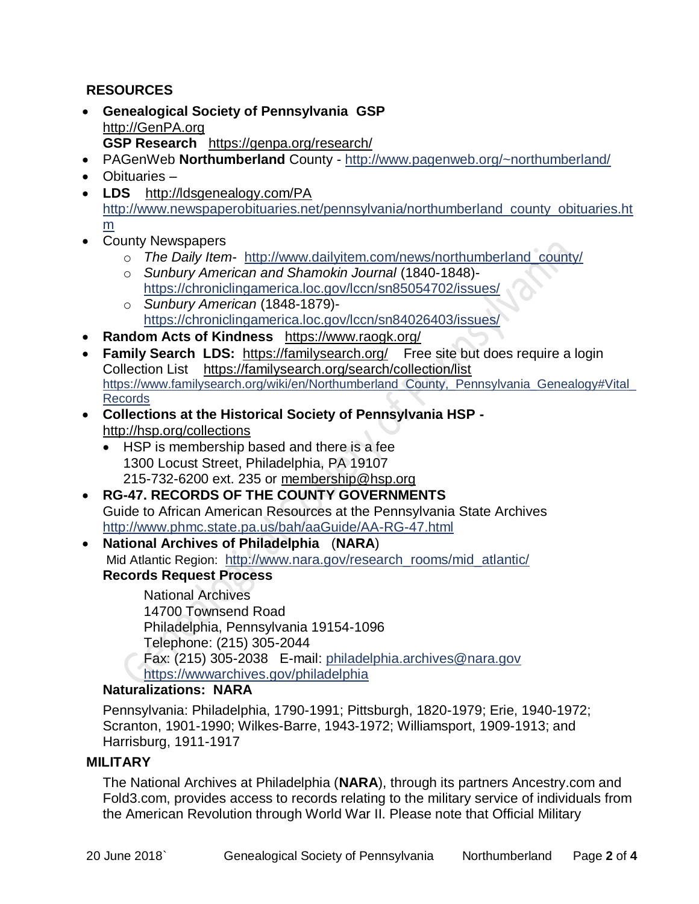## RESOURCES

- **Genealogical Society of Pennsylvania GSP** http://GenPA.org
  **GSP Research** https://genpa.org/research/
- PAGenWeb **Northumberland** County - http://www.pagenweb.org/~northumberland/
- Obituaries –
- **LDS** http://ldsgenealogy.com/PA
  http://www.newspaperobituaries.net/pennsylvania/northumberland_county_obituaries.htm
- County Newspapers
  - *The Daily Item*- http://www.dailyitem.com/news/northumberland_county/
  - *Sunbury American and Shamokin Journal* (1840-1848)- https://chroniclingamerica.loc.gov/lccn/sn85054702/issues/
  - *Sunbury American* (1848-1879)- https://chroniclingamerica.loc.gov/lccn/sn84026403/issues/
- **Random Acts of Kindness** https://www.raogk.org/
- **Family Search LDS:** https://familysearch.org/ Free site but does require a login
  Collection List https://familysearch.org/search/collection/list
  https://www.familysearch.org/wiki/en/Northumberland_County,_Pennsylvania_Genealogy#Vital_Records
- **Collections at the Historical Society of Pennsylvania HSP -** http://hsp.org/collections
  - HSP is membership based and there is a fee
    1300 Locust Street, Philadelphia, PA 19107
    215-732-6200 ext. 235 or membership@hsp.org
- **RG-47. RECORDS OF THE COUNTY GOVERNMENTS**
  Guide to African American Resources at the Pennsylvania State Archives
  http://www.phmc.state.pa.us/bah/aaGuide/AA-RG-47.html
- **National Archives of Philadelphia** (**NARA**)
  Mid Atlantic Region: http://www.nara.gov/research_rooms/mid_atlantic/
  **Records Request Process**

  National Archives
  14700 Townsend Road
  Philadelphia, Pennsylvania 19154-1096
  Telephone: (215) 305-2044
  Fax: (215) 305-2038 E-mail: philadelphia.archives@nara.gov
  https://wwwarchives.gov/philadelphia

  **Naturalizations: NARA**

  Pennsylvania: Philadelphia, 1790-1991; Pittsburgh, 1820-1979; Erie, 1940-1972; Scranton, 1901-1990; Wilkes-Barre, 1943-1972; Williamsport, 1909-1913; and Harrisburg, 1911-1917

## MILITARY

The National Archives at Philadelphia (**NARA**), through its partners Ancestry.com and Fold3.com, provides access to records relating to the military service of individuals from the American Revolution through World War II. Please note that Official Military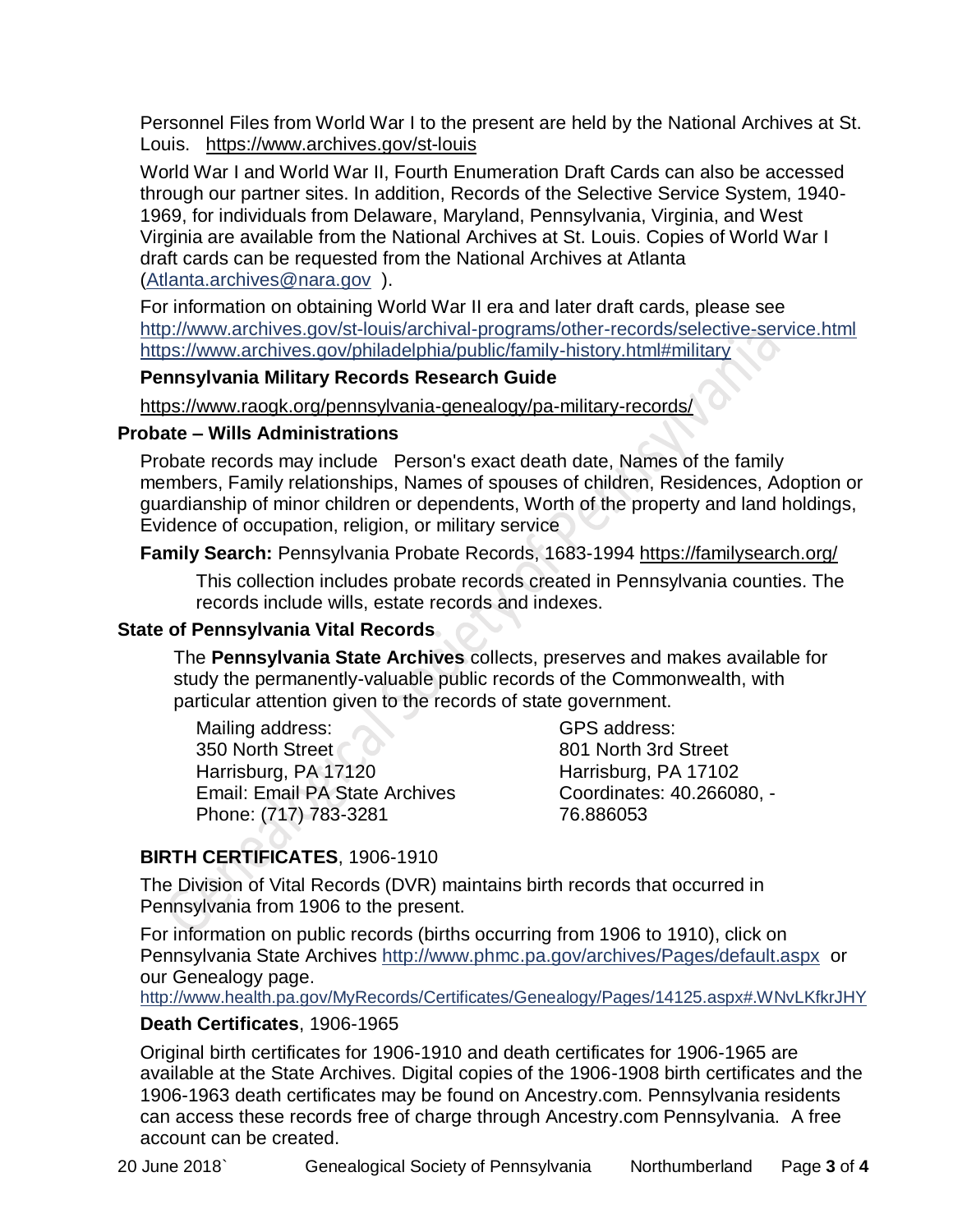Personnel Files from World War I to the present are held by the National Archives at St. Louis. https://www.archives.gov/st-louis

World War I and World War II, Fourth Enumeration Draft Cards can also be accessed through our partner sites. In addition, Records of the Selective Service System, 1940-1969, for individuals from Delaware, Maryland, Pennsylvania, Virginia, and West Virginia are available from the National Archives at St. Louis. Copies of World War I draft cards can be requested from the National Archives at Atlanta (Atlanta.archives@nara.gov ).

For information on obtaining World War II era and later draft cards, please see http://www.archives.gov/st-louis/archival-programs/other-records/selective-service.html https://www.archives.gov/philadelphia/public/family-history.html#military

**Pennsylvania Military Records Research Guide**

https://www.raogk.org/pennsylvania-genealogy/pa-military-records/

### Probate – Wills Administrations

Probate records may include Person's exact death date, Names of the family members, Family relationships, Names of spouses of children, Residences, Adoption or guardianship of minor children or dependents, Worth of the property and land holdings, Evidence of occupation, religion, or military service

**Family Search:** Pennsylvania Probate Records, 1683-1994 https://familysearch.org/

This collection includes probate records created in Pennsylvania counties. The records include wills, estate records and indexes.

### State of Pennsylvania Vital Records

The **Pennsylvania State Archives** collects, preserves and makes available for study the permanently-valuable public records of the Commonwealth, with particular attention given to the records of state government.

Mailing address:
350 North Street
Harrisburg, PA 17120
Email: Email PA State Archives
Phone: (717) 783-3281

GPS address:
801 North 3rd Street
Harrisburg, PA 17102
Coordinates: 40.266080, -76.886053

**BIRTH CERTIFICATES**, 1906-1910

The Division of Vital Records (DVR) maintains birth records that occurred in Pennsylvania from 1906 to the present.

For information on public records (births occurring from 1906 to 1910), click on Pennsylvania State Archives http://www.phmc.pa.gov/archives/Pages/default.aspx or our Genealogy page.
http://www.health.pa.gov/MyRecords/Certificates/Genealogy/Pages/14125.aspx#.WNvLKfkrJHY

**Death Certificates**, 1906-1965

Original birth certificates for 1906-1910 and death certificates for 1906-1965 are available at the State Archives. Digital copies of the 1906-1908 birth certificates and the 1906-1963 death certificates may be found on Ancestry.com. Pennsylvania residents can access these records free of charge through Ancestry.com Pennsylvania. A free account can be created.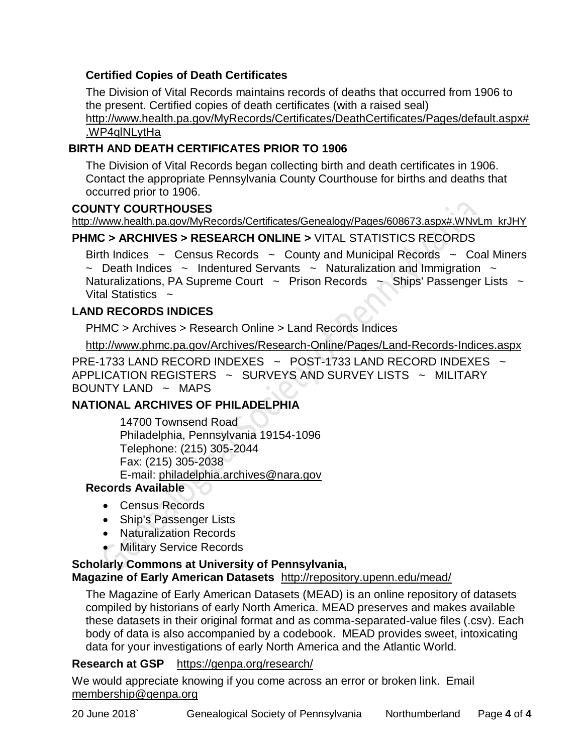### Certified Copies of Death Certificates

The Division of Vital Records maintains records of deaths that occurred from 1906 to the present. Certified copies of death certificates (with a raised seal) http://www.health.pa.gov/MyRecords/Certificates/DeathCertificates/Pages/default.aspx#.WP4qlNLytHa

## BIRTH AND DEATH CERTIFICATES PRIOR TO 1906

The Division of Vital Records began collecting birth and death certificates in 1906. Contact the appropriate Pennsylvania County Courthouse for births and deaths that occurred prior to 1906.

## COUNTY COURTHOUSES

http://www.health.pa.gov/MyRecords/Certificates/Genealogy/Pages/608673.aspx#.WNvLm_krJHY

## PHMC > ARCHIVES > RESEARCH ONLINE > VITAL STATISTICS RECORDS

Birth Indices ~ Census Records ~ County and Municipal Records ~ Coal Miners ~ Death Indices ~ Indentured Servants ~ Naturalization and Immigration ~ Naturalizations, PA Supreme Court ~ Prison Records ~ Ships' Passenger Lists ~ Vital Statistics ~

## LAND RECORDS INDICES

PHMC > Archives > Research Online > Land Records Indices

http://www.phmc.pa.gov/Archives/Research-Online/Pages/Land-Records-Indices.aspx

PRE-1733 LAND RECORD INDEXES ~ POST-1733 LAND RECORD INDEXES ~ APPLICATION REGISTERS ~ SURVEYS AND SURVEY LISTS ~ MILITARY BOUNTY LAND ~ MAPS

## NATIONAL ARCHIVES OF PHILADELPHIA

14700 Townsend Road  
Philadelphia, Pennsylvania 19154-1096  
Telephone: (215) 305-2044  
Fax: (215) 305-2038  
E-mail: philadelphia.archives@nara.gov

### Records Available

- Census Records
- Ship's Passenger Lists
- Naturalization Records
- Military Service Records

### Scholarly Commons at University of Pennsylvania, Magazine of Early American Datasets http://repository.upenn.edu/mead/

The Magazine of Early American Datasets (MEAD) is an online repository of datasets compiled by historians of early North America. MEAD preserves and makes available these datasets in their original format and as comma-separated-value files (.csv). Each body of data is also accompanied by a codebook. MEAD provides sweet, intoxicating data for your investigations of early North America and the Atlantic World.

### Research at GSP https://genpa.org/research/

We would appreciate knowing if you come across an error or broken link. Email membership@genpa.org